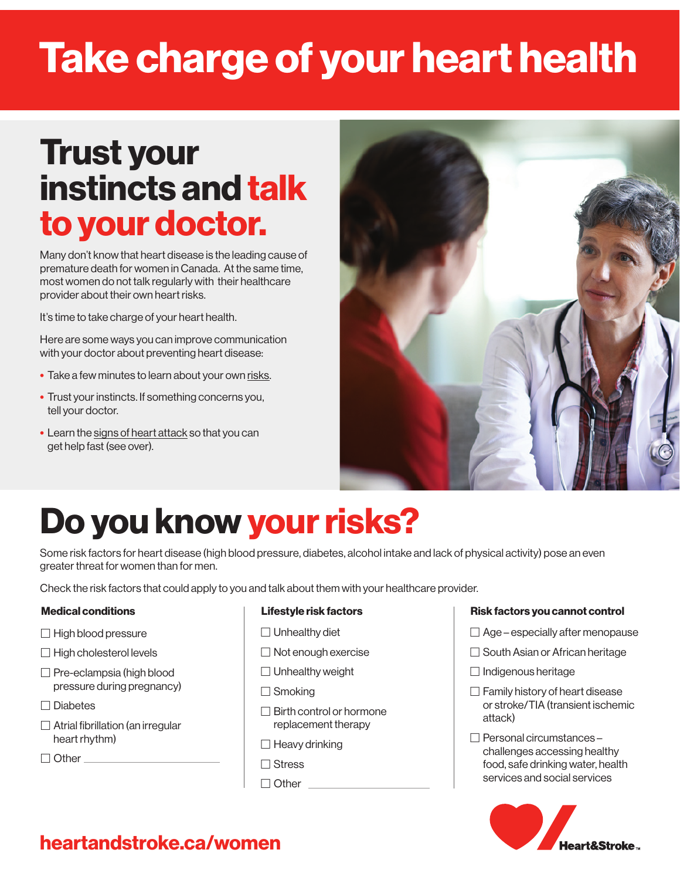# Take charge of your heart health

## Trust your instincts and talk to your doctor.

Many don't know that heart disease is the leading cause of premature death for women in Canada. At the same time, most women do not talk regularly with their healthcare provider about their own heart risks.

It's time to take charge of your heart health.

Here are some ways you can improve communication with your doctor about preventing heart disease:

- Take a few minutes to learn about your own risks.
- Trust your instincts. If something concerns you, tell your doctor.
- Learn the signs of heart attack so that you can get help fast (see over).

## Do you know your risks?

Some risk factors for heart disease (high blood pressure, diabetes, alcohol intake and lack of physical activity) pose an even greater threat for women than for men.

Check the risk factors that could apply to you and talk about them with your healthcare provider.

### Medical conditions

- ☐ High blood pressure
- ☐ High cholesterol levels
- ☐ Pre-eclampsia (high blood pressure during pregnancy)
- ☐ Diabetes
- ☐ Atrial fibrillation (an irregular heart rhythm)
- ☐ Other ____________________

### Lifestyle risk factors

- ☐ Unhealthy diet
- ☐ Not enough exercise
- ☐ Unhealthy weight
- ☐ Smoking
- ☐ Birth control or hormone replacement therapy
- ☐ Heavy drinking
- ☐ Stress
- ☐ Other ____________________

### Risk factors you cannot control

- ☐ Age – especially after menopause
- ☐ South Asian or African heritage
- ☐ Indigenous heritage
- ☐ Family history of heart disease or stroke/TIA (transient ischemic attack)
- ☐ Personal circumstances – challenges accessing healthy food, safe drinking water, health services and social services

**heartandstroke.ca/women**

Heart&Stroke™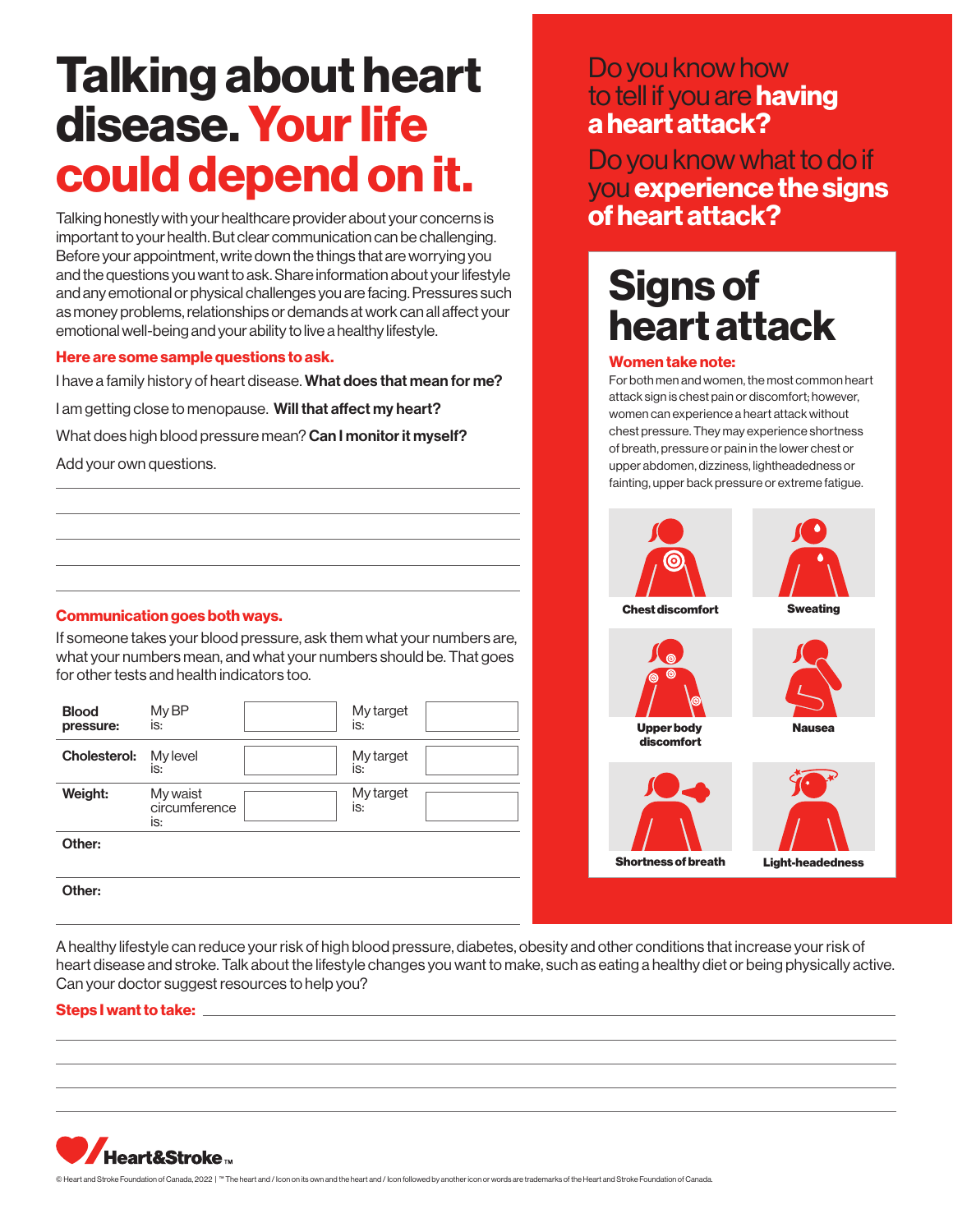# Talking about heart disease. Your life could depend on it.

Talking honestly with your healthcare provider about your concerns is important to your health. But clear communication can be challenging. Before your appointment, write down the things that are worrying you and the questions you want to ask. Share information about your lifestyle and any emotional or physical challenges you are facing. Pressures such as money problems, relationships or demands at work can all affect your emotional well-being and your ability to live a healthy lifestyle.

**Here are some sample questions to ask.**

I have a family history of heart disease. **What does that mean for me?**

I am getting close to menopause. **Will that affect my heart?**

What does high blood pressure mean? **Can I monitor it myself?**

Add your own questions.

**Communication goes both ways.**

If someone takes your blood pressure, ask them what your numbers are, what your numbers mean, and what your numbers should be. That goes for other tests and health indicators too.

| | | | | |
|---|---|---|---|---|
| **Blood pressure:** | My BP is: | | My target is: | |
| **Cholesterol:** | My level is: | | My target is: | |
| **Weight:** | My waist circumference is: | | My target is: | |
| **Other:** | | | | |
| **Other:** | | | | |

## Do you know how to tell if you are **having a heart attack?**

## Do you know what to do if you **experience the signs of heart attack?**

## Signs of heart attack

**Women take note:**

For both men and women, the most common heart attack sign is chest pain or discomfort; however, women can experience a heart attack without chest pressure. They may experience shortness of breath, pressure or pain in the lower chest or upper abdomen, dizziness, lightheadedness or fainting, upper back pressure or extreme fatigue.

**Chest discomfort**

**Sweating**

**Upper body discomfort**

**Nausea**

**Shortness of breath**

**Light-headedness**

A healthy lifestyle can reduce your risk of high blood pressure, diabetes, obesity and other conditions that increase your risk of heart disease and stroke. Talk about the lifestyle changes you want to make, such as eating a healthy diet or being physically active. Can your doctor suggest resources to help you?

**Steps I want to take:**

Heart&Stroke™

© Heart and Stroke Foundation of Canada, 2022 | ™ The heart and / Icon on its own and the heart and / Icon followed by another icon or words are trademarks of the Heart and Stroke Foundation of Canada.